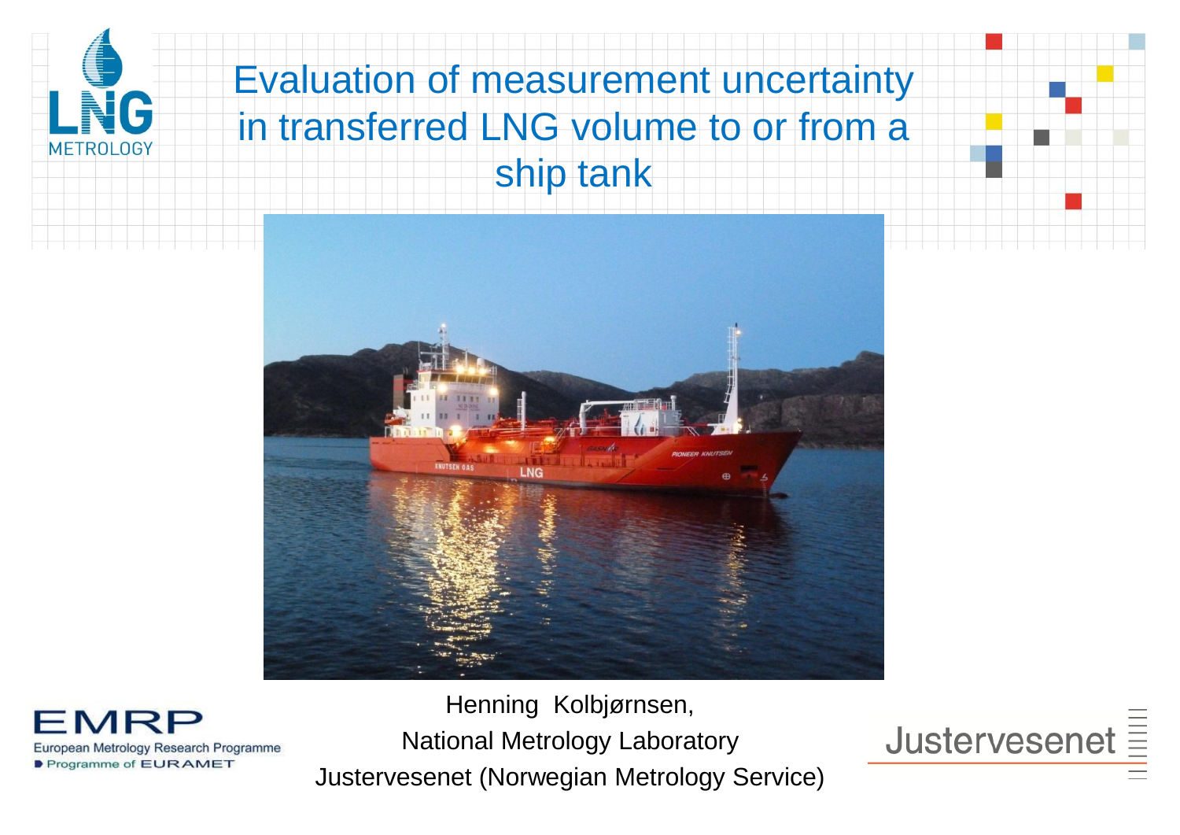# Evaluation of measurement uncertainty in transferred LNG volume to or from a ship tank

Henning Kolbjørnsen,

National Metrology Laboratory

Justervesenet (Norwegian Metrology Service)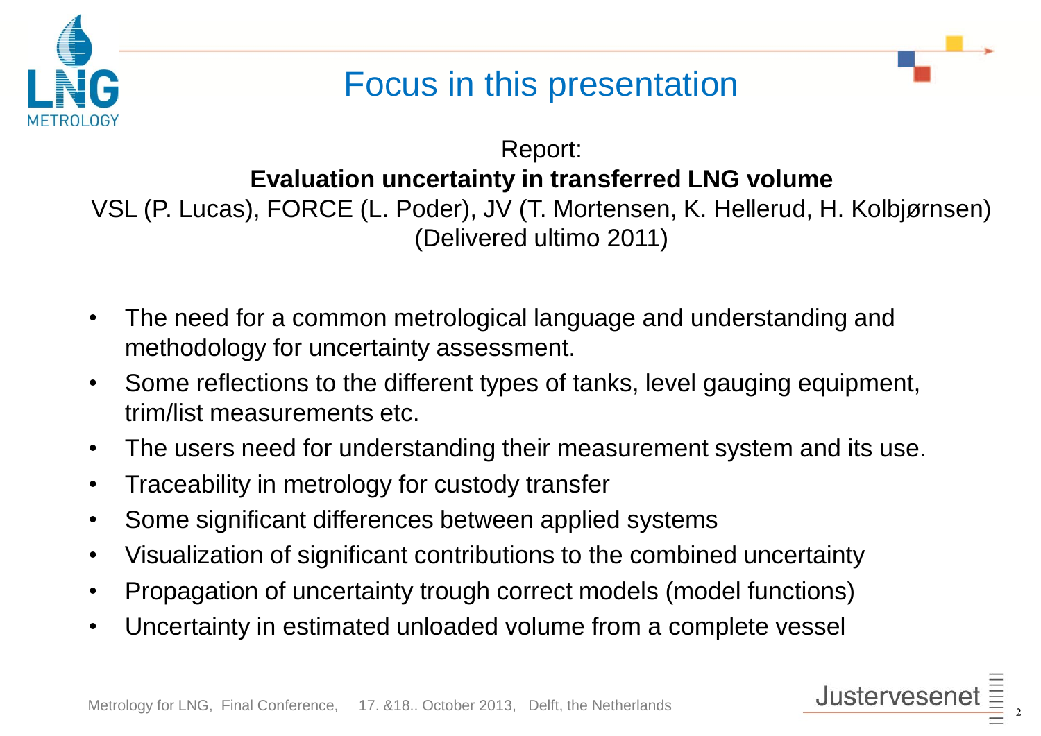# Focus in this presentation

Report:

**Evaluation uncertainty in transferred LNG volume**

VSL (P. Lucas), FORCE (L. Poder), JV (T. Mortensen, K. Hellerud, H. Kolbjørnsen)

(Delivered ultimo 2011)

- The need for a common metrological language and understanding and methodology for uncertainty assessment.
- Some reflections to the different types of tanks, level gauging equipment, trim/list measurements etc.
- The users need for understanding their measurement system and its use.
- Traceability in metrology for custody transfer
- Some significant differences between applied systems
- Visualization of significant contributions to the combined uncertainty
- Propagation of uncertainty trough correct models (model functions)
- Uncertainty in estimated unloaded volume from a complete vessel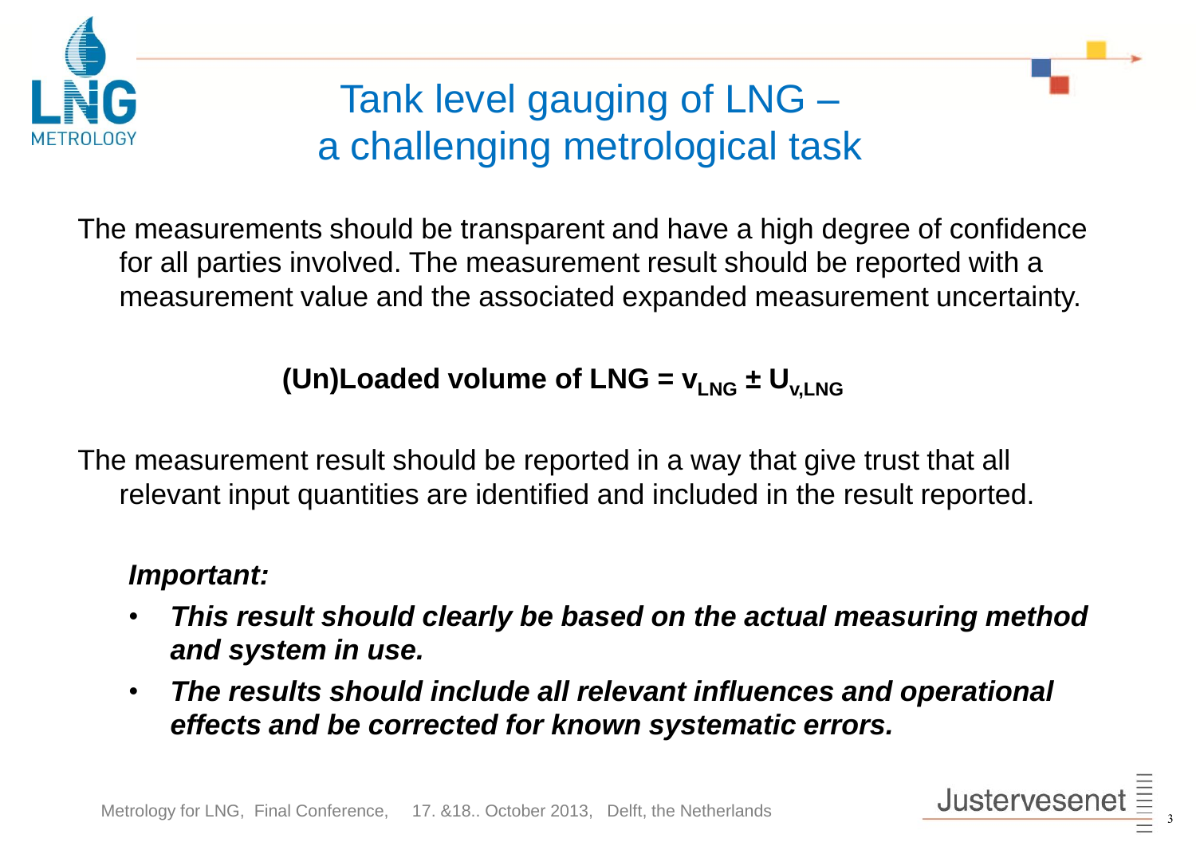# Tank level gauging of LNG – a challenging metrological task

The measurements should be transparent and have a high degree of confidence for all parties involved. The measurement result should be reported with a measurement value and the associated expanded measurement uncertainty.

**(Un)Loaded volume of LNG = $v_{LNG} \pm U_{v,LNG}$**

The measurement result should be reported in a way that give trust that all relevant input quantities are identified and included in the result reported.

***Important:***

- ***This result should clearly be based on the actual measuring method and system in use.***
- ***The results should include all relevant influences and operational effects and be corrected for known systematic errors.***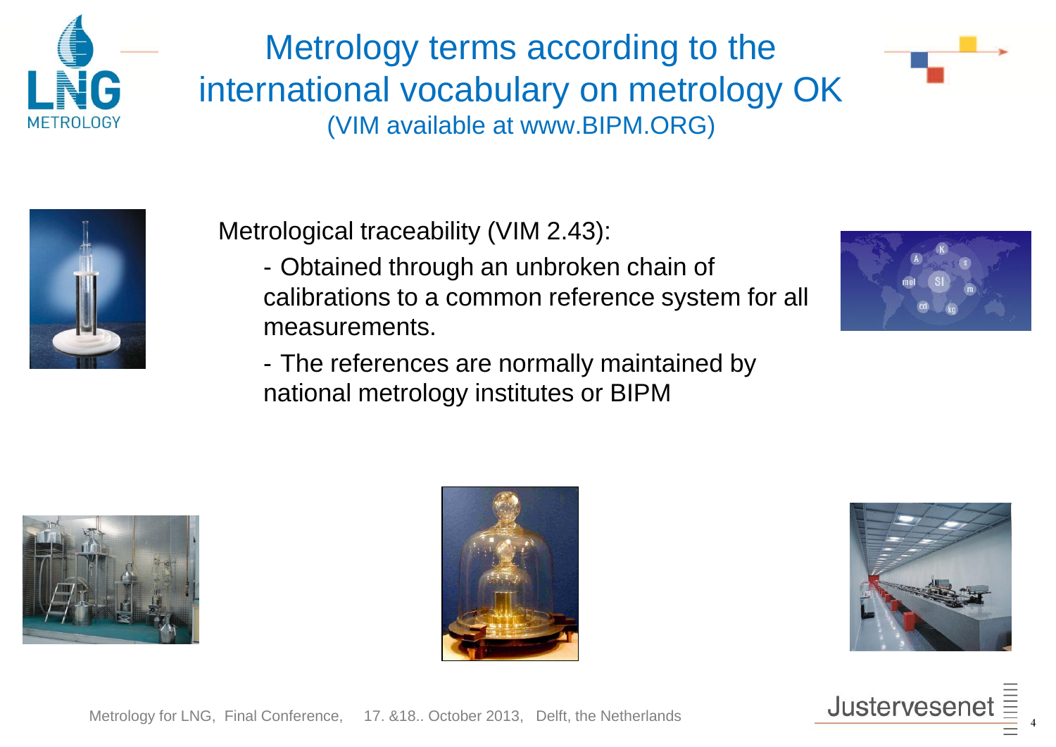# Metrology terms according to the international vocabulary on metrology OK

(VIM available at www.BIPM.ORG)

Metrological traceability (VIM 2.43):

- Obtained through an unbroken chain of calibrations to a common reference system for all measurements.
- The references are normally maintained by national metrology institutes or BIPM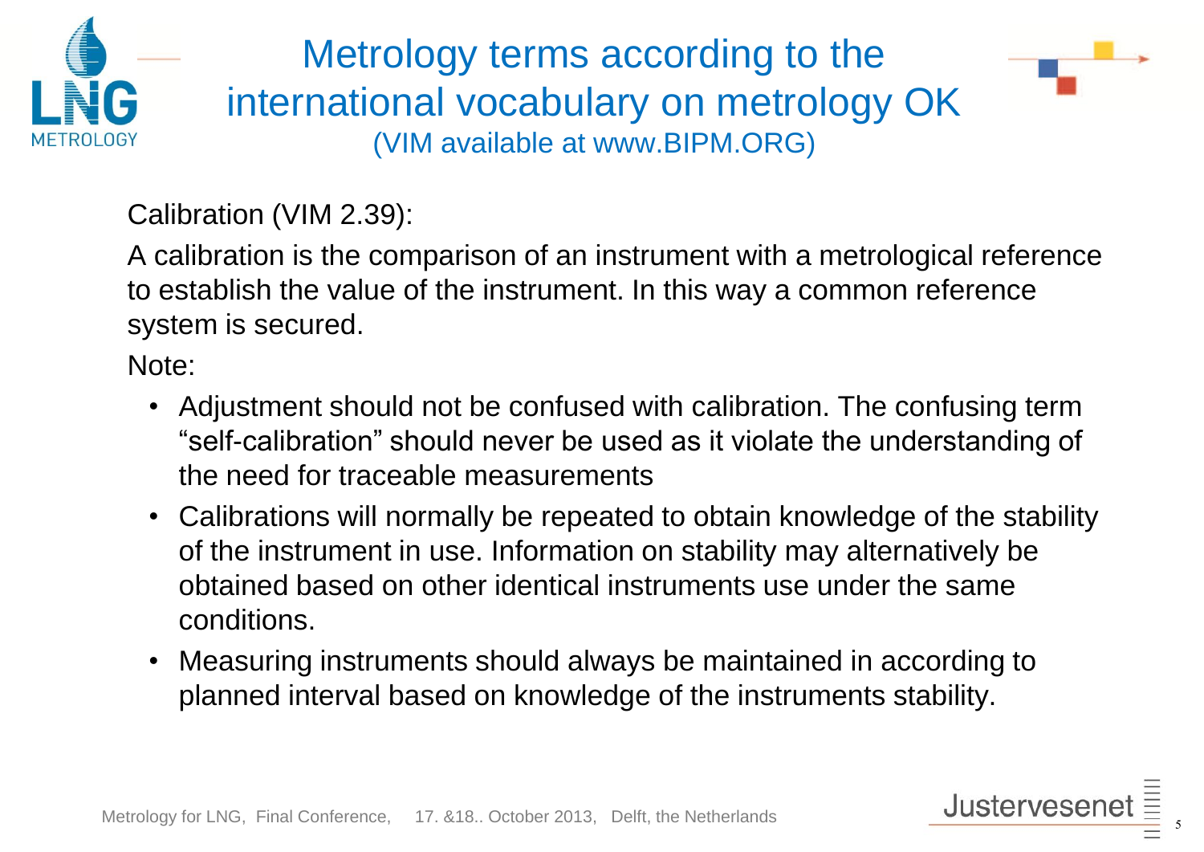# Metrology terms according to the international vocabulary on metrology OK

(VIM available at www.BIPM.ORG)

Calibration (VIM 2.39):

A calibration is the comparison of an instrument with a metrological reference to establish the value of the instrument. In this way a common reference system is secured.

Note:

- Adjustment should not be confused with calibration. The confusing term “self-calibration” should never be used as it violate the understanding of the need for traceable measurements
- Calibrations will normally be repeated to obtain knowledge of the stability of the instrument in use. Information on stability may alternatively be obtained based on other identical instruments use under the same conditions.
- Measuring instruments should always be maintained in according to planned interval based on knowledge of the instruments stability.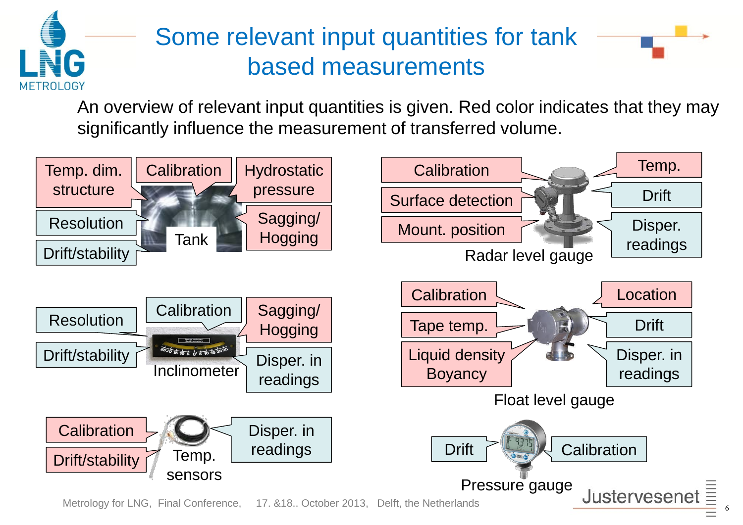# Some relevant input quantities for tank based measurements

An overview of relevant input quantities is given. Red color indicates that they may significantly influence the measurement of transferred volume.

**Tank**
- Temp. dim. structure
- Calibration
- Hydrostatic pressure
- Resolution
- Sagging/ Hogging
- Drift/stability

**Radar level gauge**
- Calibration
- Surface detection
- Mount. position
- Temp.
- Drift
- Disper. readings

**Inclinometer**
- Resolution
- Calibration
- Sagging/ Hogging
- Drift/stability
- Disper. in readings

**Float level gauge**
- Calibration
- Tape temp.
- Liquid density Boyancy
- Location
- Drift
- Disper. in readings

**Temp. sensors**
- Calibration
- Drift/stability
- Disper. in readings

**Pressure gauge**
- Drift
- Calibration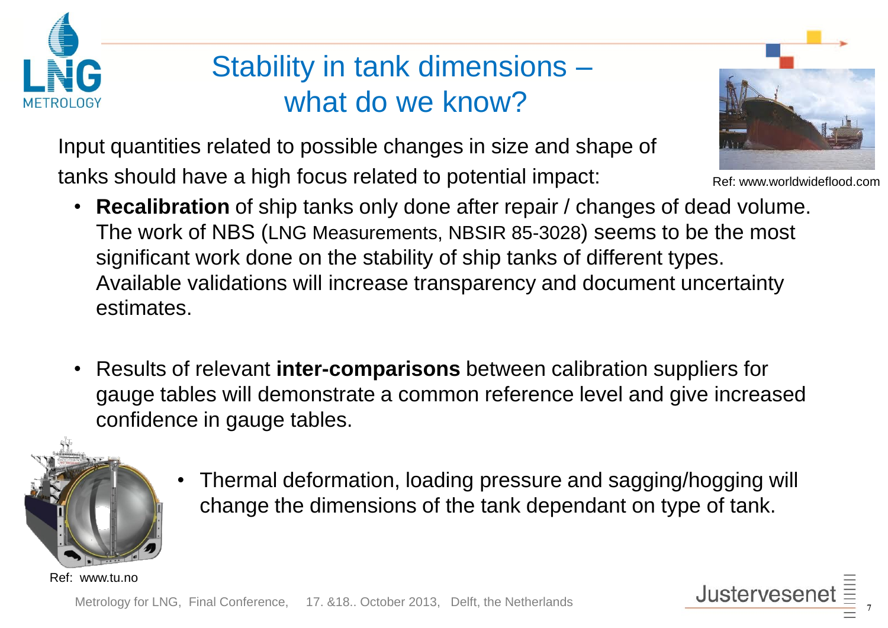# Stability in tank dimensions – what do we know?

Ref: www.worldwideflood.com

Input quantities related to possible changes in size and shape of tanks should have a high focus related to potential impact:

- **Recalibration** of ship tanks only done after repair / changes of dead volume. The work of NBS (LNG Measurements, NBSIR 85-3028) seems to be the most significant work done on the stability of ship tanks of different types. Available validations will increase transparency and document uncertainty estimates.

- Results of relevant **inter-comparisons** between calibration suppliers for gauge tables will demonstrate a common reference level and give increased confidence in gauge tables.

- Thermal deformation, loading pressure and sagging/hogging will change the dimensions of the tank dependant on type of tank.

Ref: www.tu.no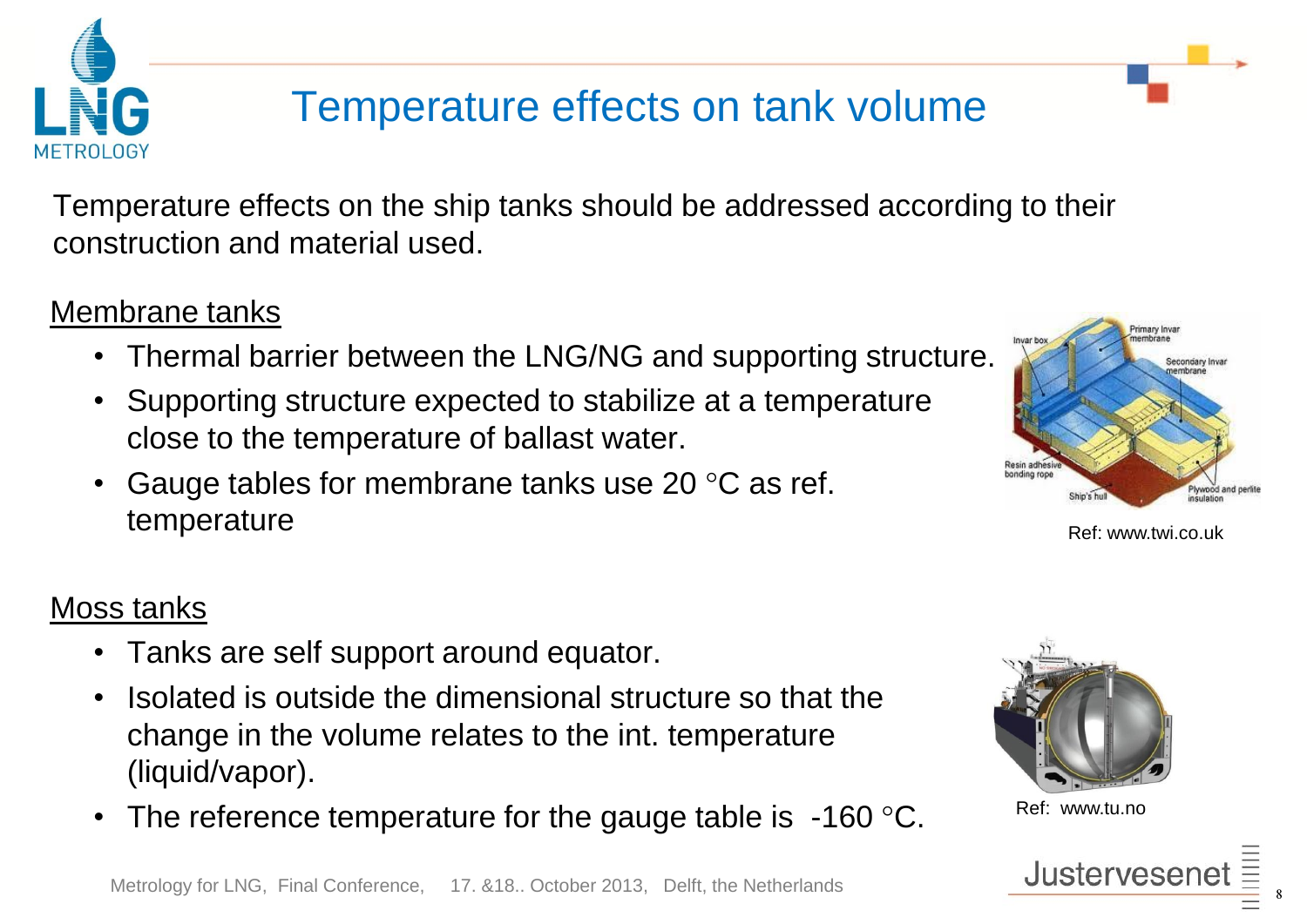# Temperature effects on tank volume

Temperature effects on the ship tanks should be addressed according to their construction and material used.

## Membrane tanks

- Thermal barrier between the LNG/NG and supporting structure.
- Supporting structure expected to stabilize at a temperature close to the temperature of ballast water.
- Gauge tables for membrane tanks use 20 °C as ref. temperature

Ref: www.twi.co.uk

## Moss tanks

- Tanks are self support around equator.
- Isolated is outside the dimensional structure so that the change in the volume relates to the int. temperature (liquid/vapor).
- The reference temperature for the gauge table is -160 °C.

Ref: www.tu.no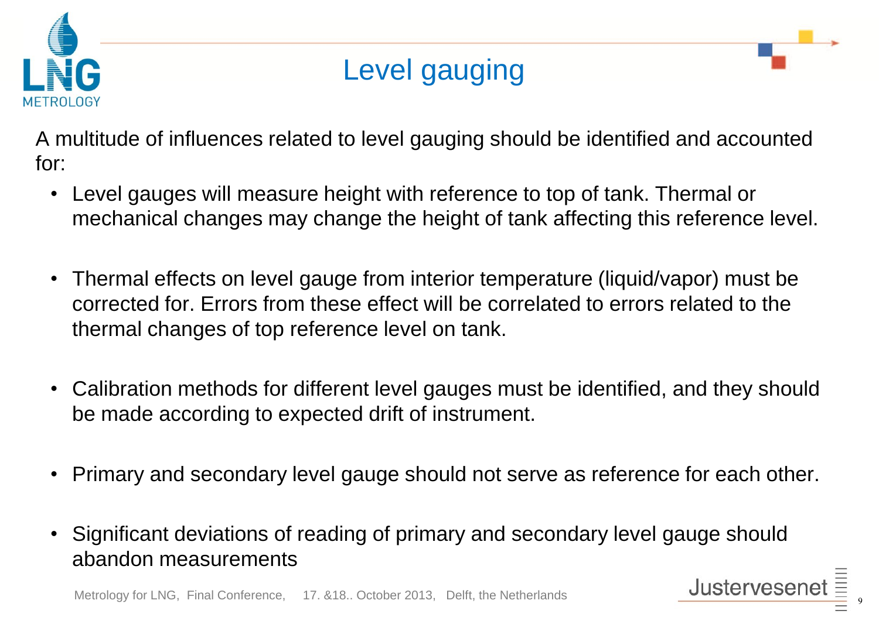# Level gauging

A multitude of influences related to level gauging should be identified and accounted for:

- Level gauges will measure height with reference to top of tank. Thermal or mechanical changes may change the height of tank affecting this reference level.

- Thermal effects on level gauge from interior temperature (liquid/vapor) must be corrected for. Errors from these effect will be correlated to errors related to the thermal changes of top reference level on tank.

- Calibration methods for different level gauges must be identified, and they should be made according to expected drift of instrument.

- Primary and secondary level gauge should not serve as reference for each other.

- Significant deviations of reading of primary and secondary level gauge should abandon measurements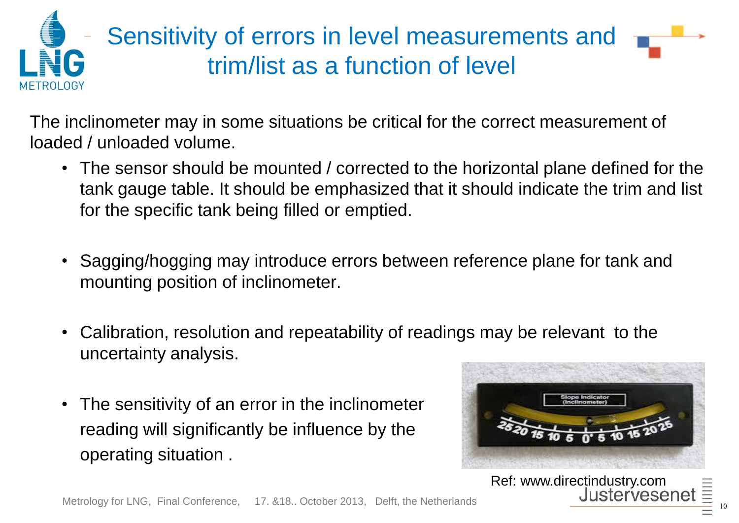# Sensitivity of errors in level measurements and trim/list as a function of level

The inclinometer may in some situations be critical for the correct measurement of loaded / unloaded volume.

- The sensor should be mounted / corrected to the horizontal plane defined for the tank gauge table. It should be emphasized that it should indicate the trim and list for the specific tank being filled or emptied.
- Sagging/hogging may introduce errors between reference plane for tank and mounting position of inclinometer.
- Calibration, resolution and repeatability of readings may be relevant to the uncertainty analysis.
- The sensitivity of an error in the inclinometer reading will significantly be influence by the operating situation .

Ref: www.directindustry.com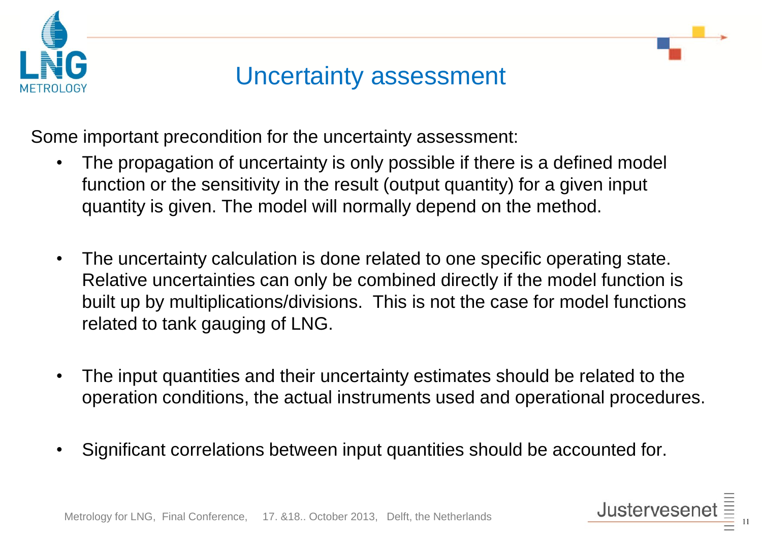# Uncertainty assessment

Some important precondition for the uncertainty assessment:

- The propagation of uncertainty is only possible if there is a defined model function or the sensitivity in the result (output quantity) for a given input quantity is given. The model will normally depend on the method.

- The uncertainty calculation is done related to one specific operating state. Relative uncertainties can only be combined directly if the model function is built up by multiplications/divisions. This is not the case for model functions related to tank gauging of LNG.

- The input quantities and their uncertainty estimates should be related to the operation conditions, the actual instruments used and operational procedures.

- Significant correlations between input quantities should be accounted for.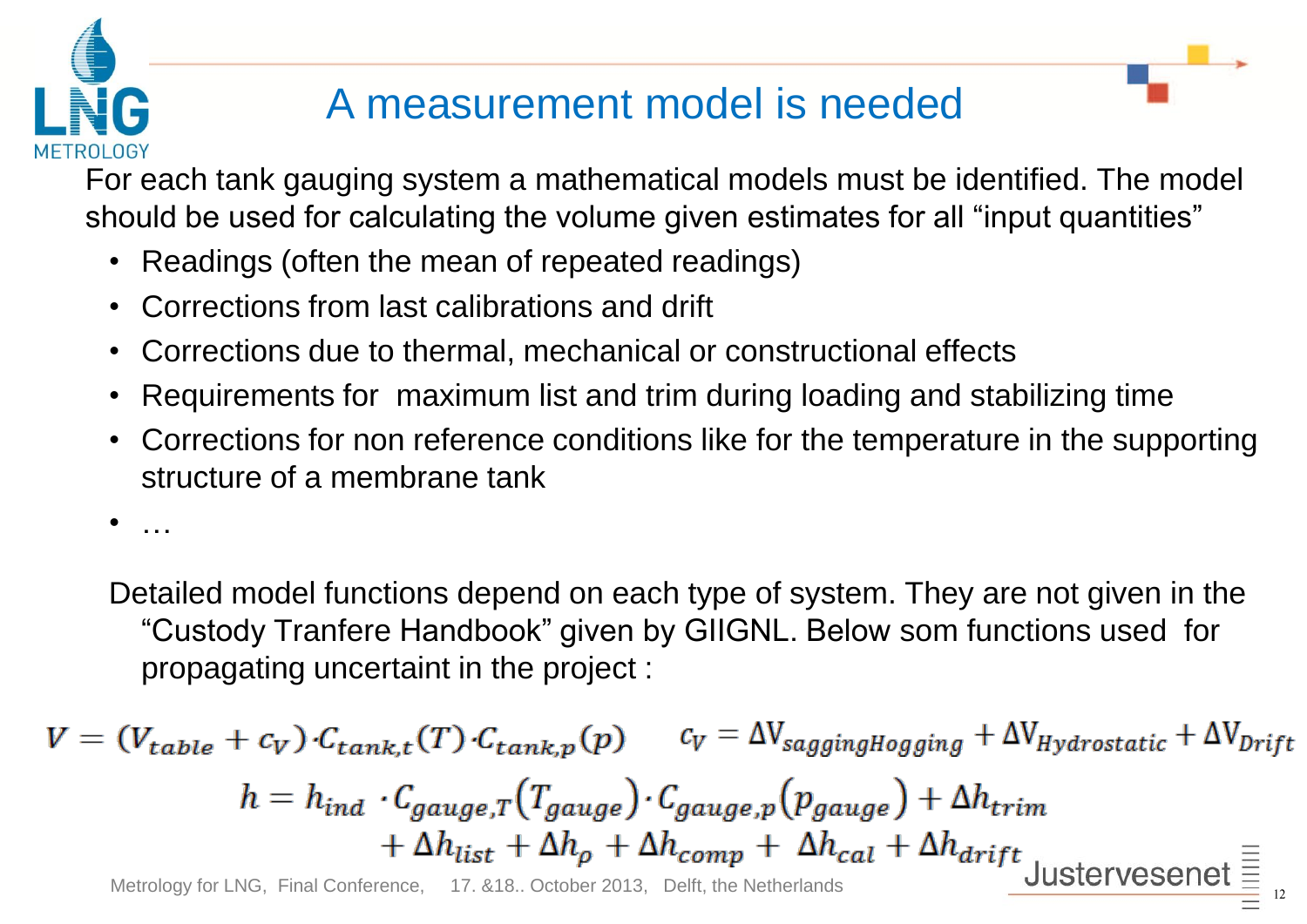# A measurement model is needed

For each tank gauging system a mathematical models must be identified. The model should be used for calculating the volume given estimates for all "input quantities"

- Readings (often the mean of repeated readings)
- Corrections from last calibrations and drift
- Corrections due to thermal, mechanical or constructional effects
- Requirements for maximum list and trim during loading and stabilizing time
- Corrections for non reference conditions like for the temperature in the supporting structure of a membrane tank
- …

Detailed model functions depend on each type of system. They are not given in the "Custody Tranfere Handbook" given by GIIGNL. Below som functions used for propagating uncertaint in the project :

$$V = (V_{table} + c_V) \cdot C_{tank,t}(T) \cdot C_{tank,p}(p) \qquad c_V = \Delta V_{saggingHogging} + \Delta V_{Hydrostatic} + \Delta V_{Drift}$$

$$h = h_{ind} \cdot C_{gauge,T}(T_{gauge}) \cdot C_{gauge,p}(p_{gauge}) + \Delta h_{trim} + \Delta h_{list} + \Delta h_p + \Delta h_{comp} + \Delta h_{cal} + \Delta h_{drift}$$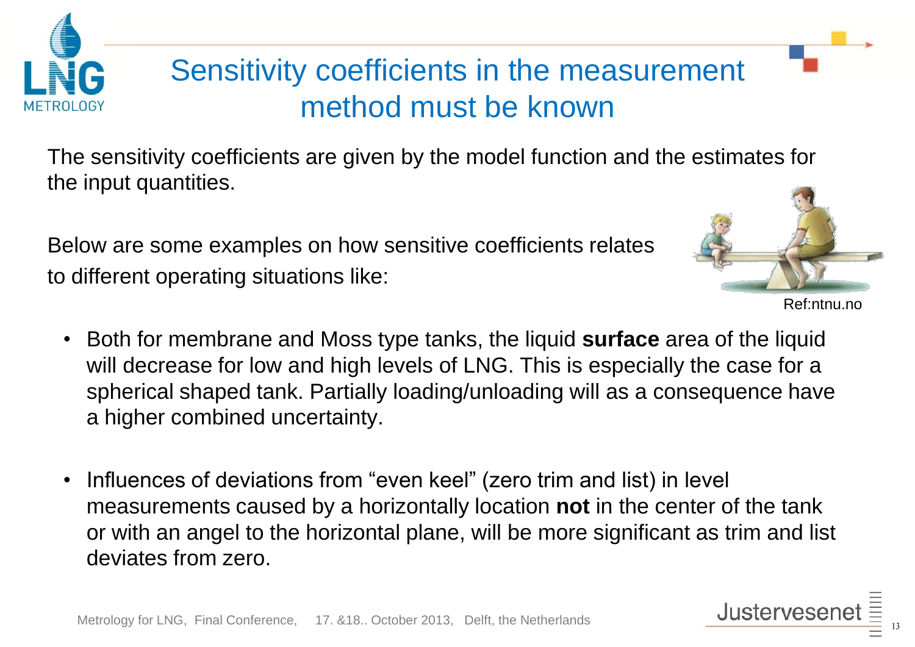# Sensitivity coefficients in the measurement method must be known

The sensitivity coefficients are given by the model function and the estimates for the input quantities.

Below are some examples on how sensitive coefficients relates to different operating situations like:

Ref:ntnu.no

- Both for membrane and Moss type tanks, the liquid **surface** area of the liquid will decrease for low and high levels of LNG. This is especially the case for a spherical shaped tank. Partially loading/unloading will as a consequence have a higher combined uncertainty.

- Influences of deviations from "even keel" (zero trim and list) in level measurements caused by a horizontally location **not** in the center of the tank or with an angel to the horizontal plane, will be more significant as trim and list deviates from zero.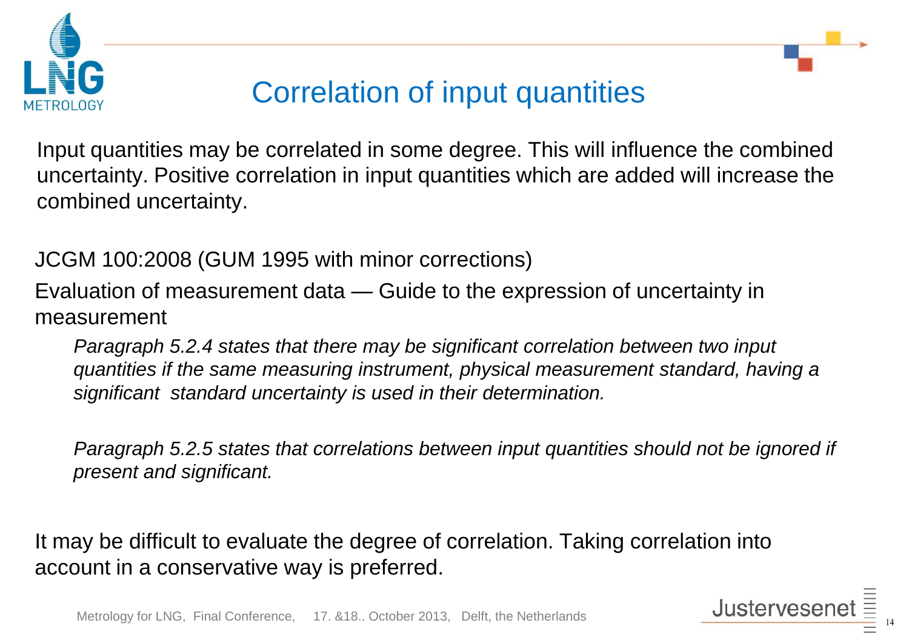# Correlation of input quantities

Input quantities may be correlated in some degree. This will influence the combined uncertainty. Positive correlation in input quantities which are added will increase the combined uncertainty.

JCGM 100:2008 (GUM 1995 with minor corrections)

Evaluation of measurement data — Guide to the expression of uncertainty in measurement

*Paragraph 5.2.4 states that there may be significant correlation between two input quantities if the same measuring instrument, physical measurement standard, having a significant standard uncertainty is used in their determination.*

*Paragraph 5.2.5 states that correlations between input quantities should not be ignored if present and significant.*

It may be difficult to evaluate the degree of correlation. Taking correlation into account in a conservative way is preferred.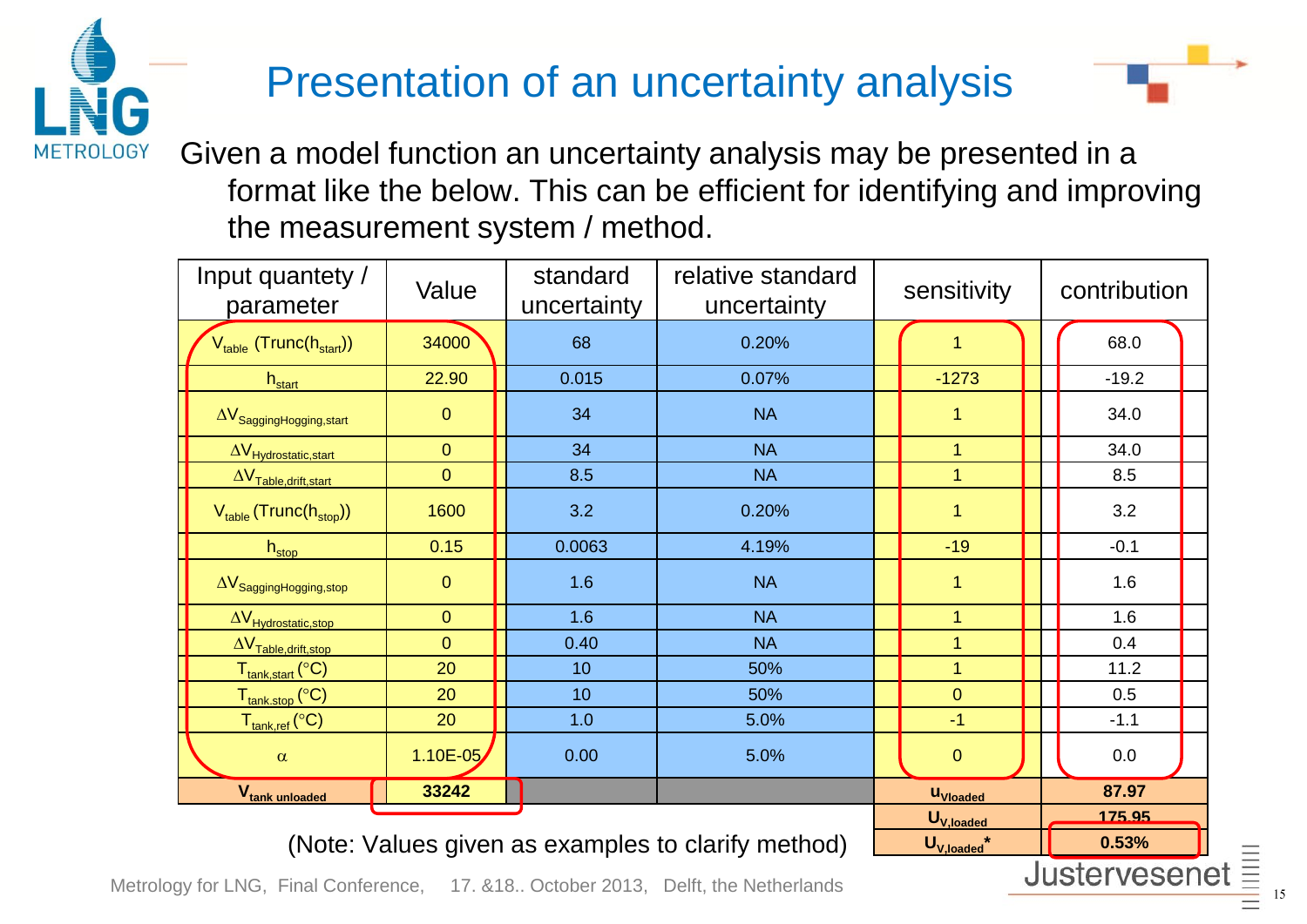# Presentation of an uncertainty analysis

Given a model function an uncertainty analysis may be presented in a format like the below. This can be efficient for identifying and improving the measurement system / method.

| Input quantety / parameter | Value | standard uncertainty | relative standard uncertainty | sensitivity | contribution |
|---|---|---|---|---|---|
| $V_{table}$ (Trunc($h_{start}$)) | 34000 | 68 | 0.20% | 1 | 68.0 |
| $h_{start}$ | 22.90 | 0.015 | 0.07% | -1273 | -19.2 |
| $\Delta V_{SaggingHogging,start}$ | 0 | 34 | NA | 1 | 34.0 |
| $\Delta V_{Hydrostatic,start}$ | 0 | 34 | NA | 1 | 34.0 |
| $\Delta V_{Table,drift,start}$ | 0 | 8.5 | NA | 1 | 8.5 |
| $V_{table}$ (Trunc($h_{stop}$)) | 1600 | 3.2 | 0.20% | 1 | 3.2 |
| $h_{stop}$ | 0.15 | 0.0063 | 4.19% | -19 | -0.1 |
| $\Delta V_{SaggingHogging,stop}$ | 0 | 1.6 | NA | 1 | 1.6 |
| $\Delta V_{Hydrostatic,stop}$ | 0 | 1.6 | NA | 1 | 1.6 |
| $\Delta V_{Table,drift,stop}$ | 0 | 0.40 | NA | 1 | 0.4 |
| $T_{tank,start}$ (°C) | 20 | 10 | 50% | 1 | 11.2 |
| $T_{tank,stop}$ (°C) | 20 | 10 | 50% | 0 | 0.5 |
| $T_{tank,ref}$ (°C) | 20 | 1.0 | 5.0% | -1 | -1.1 |
| $\alpha$ | 1.10E-05 | 0.00 | 5.0% | 0 | 0.0 |
| **$V_{tank\ unloaded}$** | **33242** | | | **$u_{Vloaded}$** | **87.97** |
| | | | | **$U_{V,loaded}$** | **175.95** |
| | | | | **$U_{V,loaded}$*** | **0.53%** |

(Note: Values given as examples to clarify method)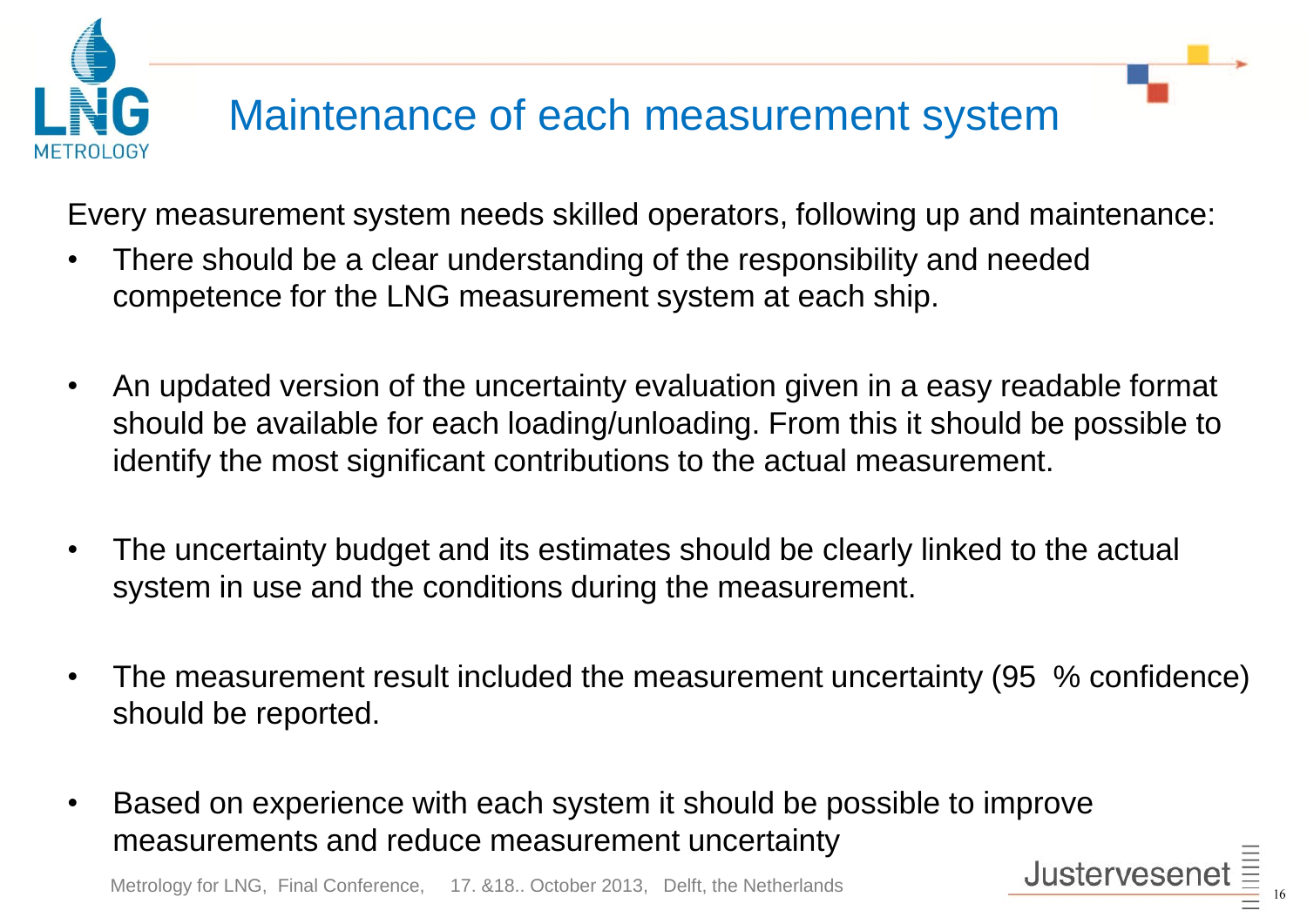# Maintenance of each measurement system

Every measurement system needs skilled operators, following up and maintenance:

- There should be a clear understanding of the responsibility and needed competence for the LNG measurement system at each ship.
- An updated version of the uncertainty evaluation given in a easy readable format should be available for each loading/unloading. From this it should be possible to identify the most significant contributions to the actual measurement.
- The uncertainty budget and its estimates should be clearly linked to the actual system in use and the conditions during the measurement.
- The measurement result included the measurement uncertainty (95 % confidence) should be reported.
- Based on experience with each system it should be possible to improve measurements and reduce measurement uncertainty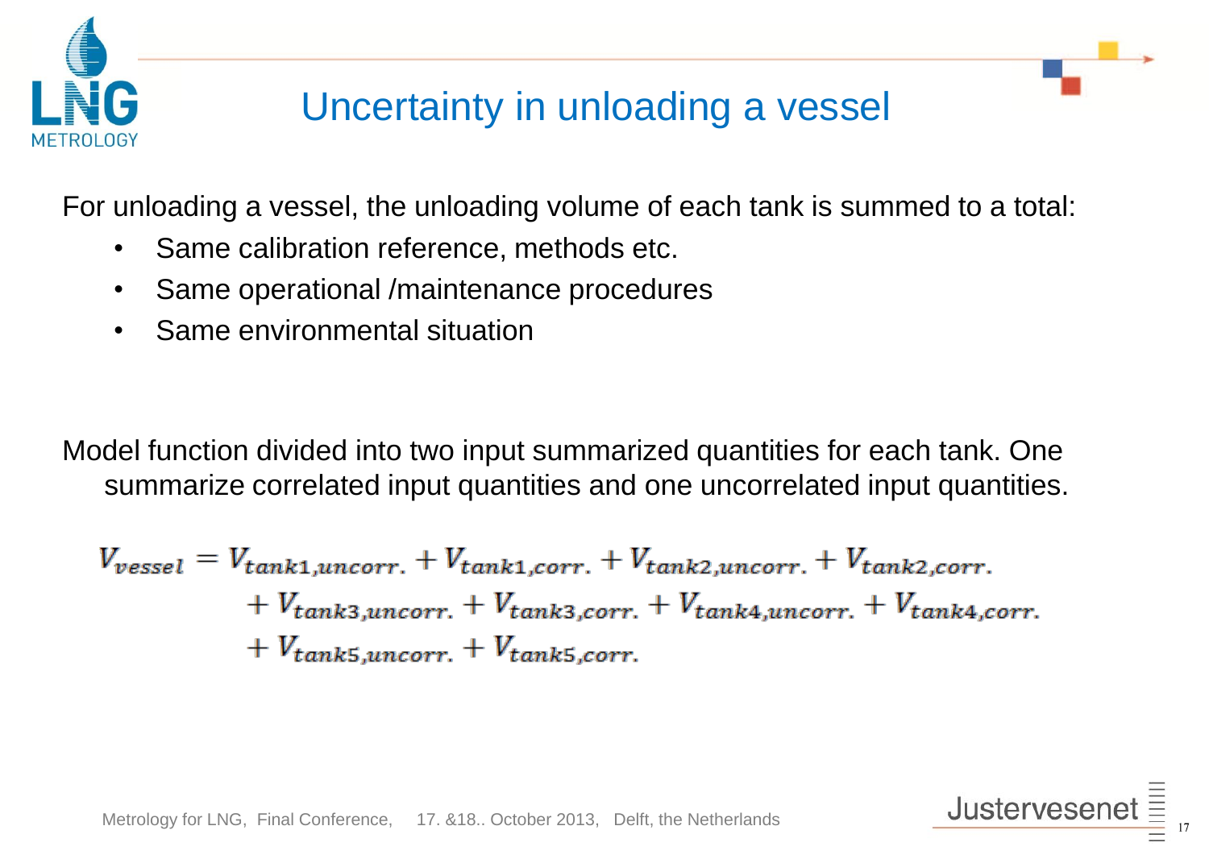# Uncertainty in unloading a vessel

For unloading a vessel, the unloading volume of each tank is summed to a total:

- Same calibration reference, methods etc.
- Same operational /maintenance procedures
- Same environmental situation

Model function divided into two input summarized quantities for each tank. One summarize correlated input quantities and one uncorrelated input quantities.

$$
\begin{aligned}
V_{vessel} = {} & V_{tank1,uncorr.} + V_{tank1,corr.} + V_{tank2,uncorr.} + V_{tank2,corr.} \\
& + V_{tank3,uncorr.} + V_{tank3,corr.} + V_{tank4,uncorr.} + V_{tank4,corr.} \\
& + V_{tank5,uncorr.} + V_{tank5,corr.}
\end{aligned}
$$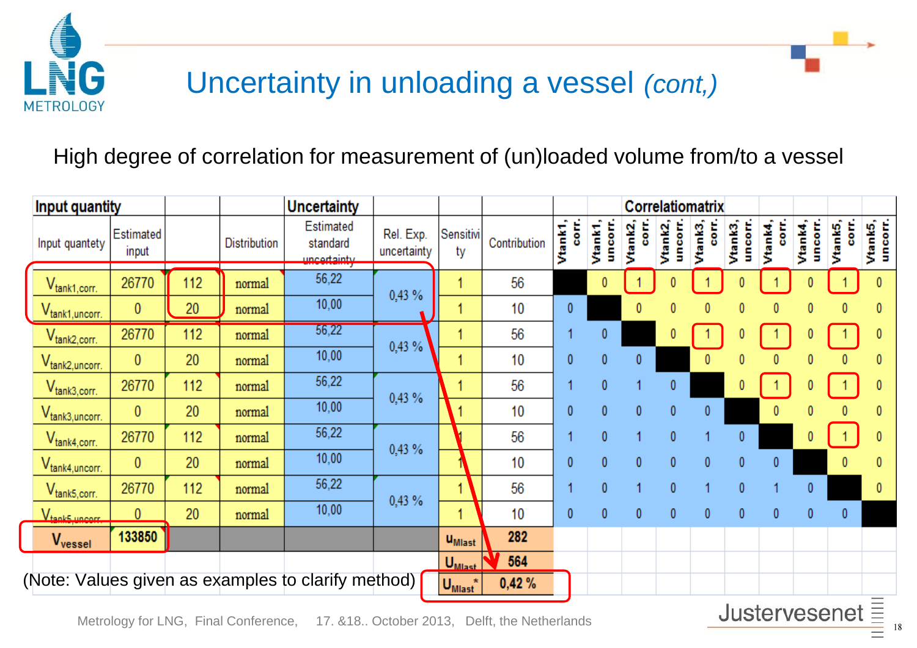# Uncertainty in unloading a vessel *(cont,)*

High degree of correlation for measurement of (un)loaded volume from/to a vessel

| Input quantity | | | | Uncertainty | | | | Correlatiomatrix | | | | | | | | | |
|---|---|---|---|---|---|---|---|---|---|---|---|---|---|---|---|---|---|
| Input quantety | Estimated input | | Distribution | Estimated standard uncertainty | Rel. Exp. uncertainty | Sensitivity | Contribution | Vtank1, corr. | Vtank1, uncorr. | Vtank2, corr. | Vtank2, uncorr. | Vtank3, corr. | Vtank3, uncorr. | Vtank4, corr. | Vtank4, uncorr. | Vtank5, corr. | Vtank5, uncorr. |
| $V_{tank1,corr.}$ | 26770 | 112 | normal | 56,22 | 0,43 % | 1 | 56 | | 0 | 1 | 0 | 1 | 0 | 1 | 0 | 1 | 0 |
| $V_{tank1,uncorr.}$ | 0 | 20 | normal | 10,00 | | 1 | 10 | 0 | | 0 | 0 | 0 | 0 | 0 | 0 | 0 | 0 |
| $V_{tank2,corr.}$ | 26770 | 112 | normal | 56,22 | 0,43 % | 1 | 56 | 1 | 0 | | 0 | 1 | 0 | 1 | 0 | 1 | 0 |
| $V_{tank2,uncorr.}$ | 0 | 20 | normal | 10,00 | | 1 | 10 | 0 | 0 | 0 | | 0 | 0 | 0 | 0 | 0 | 0 |
| $V_{tank3,corr.}$ | 26770 | 112 | normal | 56,22 | 0,43 % | 1 | 56 | 1 | 0 | 1 | 0 | | 0 | 1 | 0 | 1 | 0 |
| $V_{tank3,uncorr.}$ | 0 | 20 | normal | 10,00 | | 1 | 10 | 0 | 0 | 0 | 0 | 0 | | 0 | 0 | 0 | 0 |
| $V_{tank4,corr.}$ | 26770 | 112 | normal | 56,22 | 0,43 % | 1 | 56 | 1 | 0 | 1 | 0 | 1 | 0 | | 0 | 1 | 0 |
| $V_{tank4,uncorr.}$ | 0 | 20 | normal | 10,00 | | 1 | 10 | 0 | 0 | 0 | 0 | 0 | 0 | 0 | | 0 | 0 |
| $V_{tank5,corr.}$ | 26770 | 112 | normal | 56,22 | 0,43 % | 1 | 56 | 1 | 0 | 1 | 0 | 1 | 0 | 1 | 0 | | 0 |
| $V_{tank5,uncorr.}$ | 0 | 20 | normal | 10,00 | | 1 | 10 | 0 | 0 | 0 | 0 | 0 | 0 | 0 | 0 | 0 | |
| $V_{vessel}$ | 133850 | | | | | $u_{Mlast}$ | 282 | | | | | | | | | | |
| | | | | | | $U_{Mlast}$ | 564 | | | | | | | | | | |
| | | | | | | $U_{Mlast}^{*}$ | 0,42 % | | | | | | | | | | |

(Note: Values given as examples to clarify method)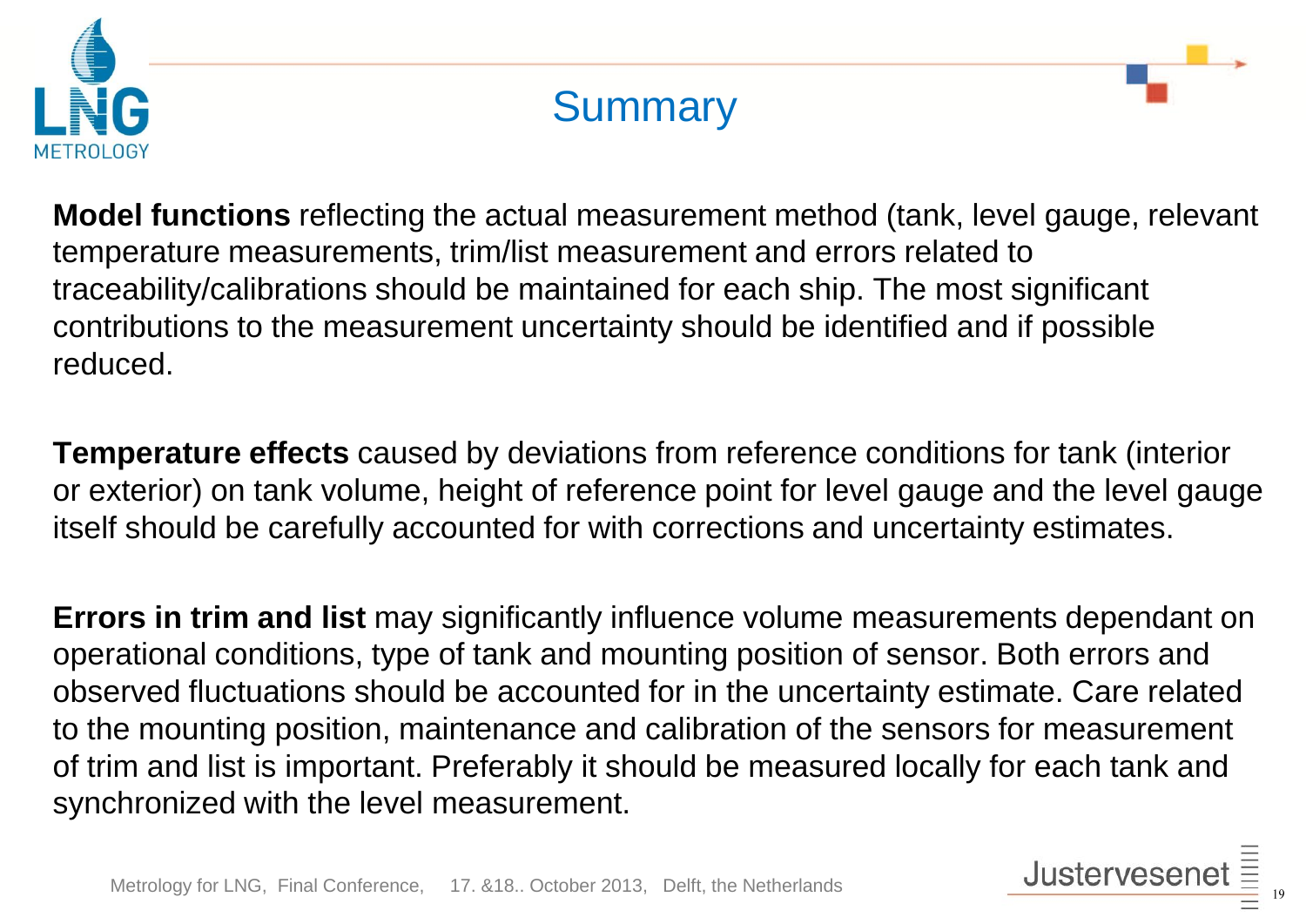# Summary

**Model functions** reflecting the actual measurement method (tank, level gauge, relevant temperature measurements, trim/list measurement and errors related to traceability/calibrations should be maintained for each ship. The most significant contributions to the measurement uncertainty should be identified and if possible reduced.

**Temperature effects** caused by deviations from reference conditions for tank (interior or exterior) on tank volume, height of reference point for level gauge and the level gauge itself should be carefully accounted for with corrections and uncertainty estimates.

**Errors in trim and list** may significantly influence volume measurements dependant on operational conditions, type of tank and mounting position of sensor. Both errors and observed fluctuations should be accounted for in the uncertainty estimate. Care related to the mounting position, maintenance and calibration of the sensors for measurement of trim and list is important. Preferably it should be measured locally for each tank and synchronized with the level measurement.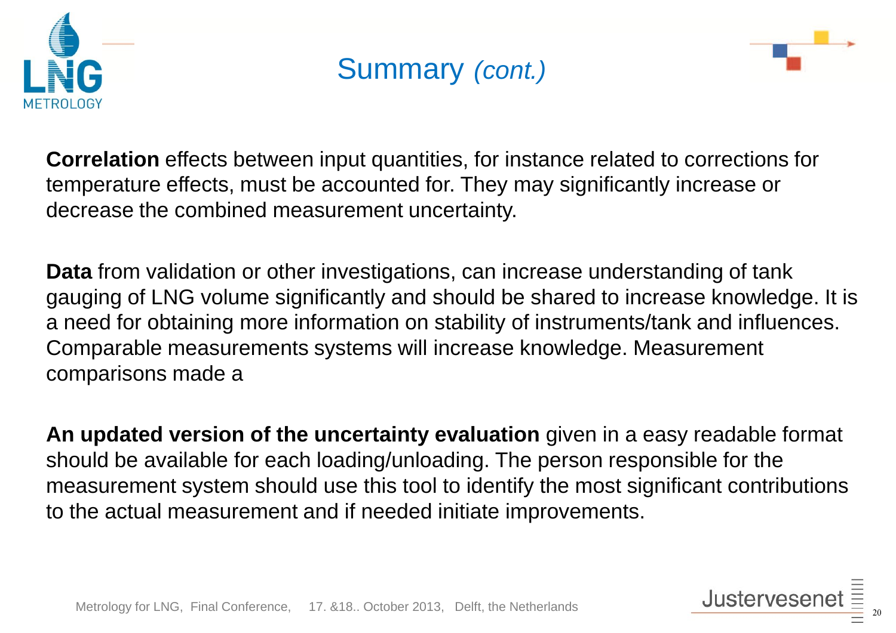# Summary *(cont.)*

**Correlation** effects between input quantities, for instance related to corrections for temperature effects, must be accounted for. They may significantly increase or decrease the combined measurement uncertainty.

**Data** from validation or other investigations, can increase understanding of tank gauging of LNG volume significantly and should be shared to increase knowledge. It is a need for obtaining more information on stability of instruments/tank and influences. Comparable measurements systems will increase knowledge. Measurement comparisons made a

**An updated version of the uncertainty evaluation** given in a easy readable format should be available for each loading/unloading. The person responsible for the measurement system should use this tool to identify the most significant contributions to the actual measurement and if needed initiate improvements.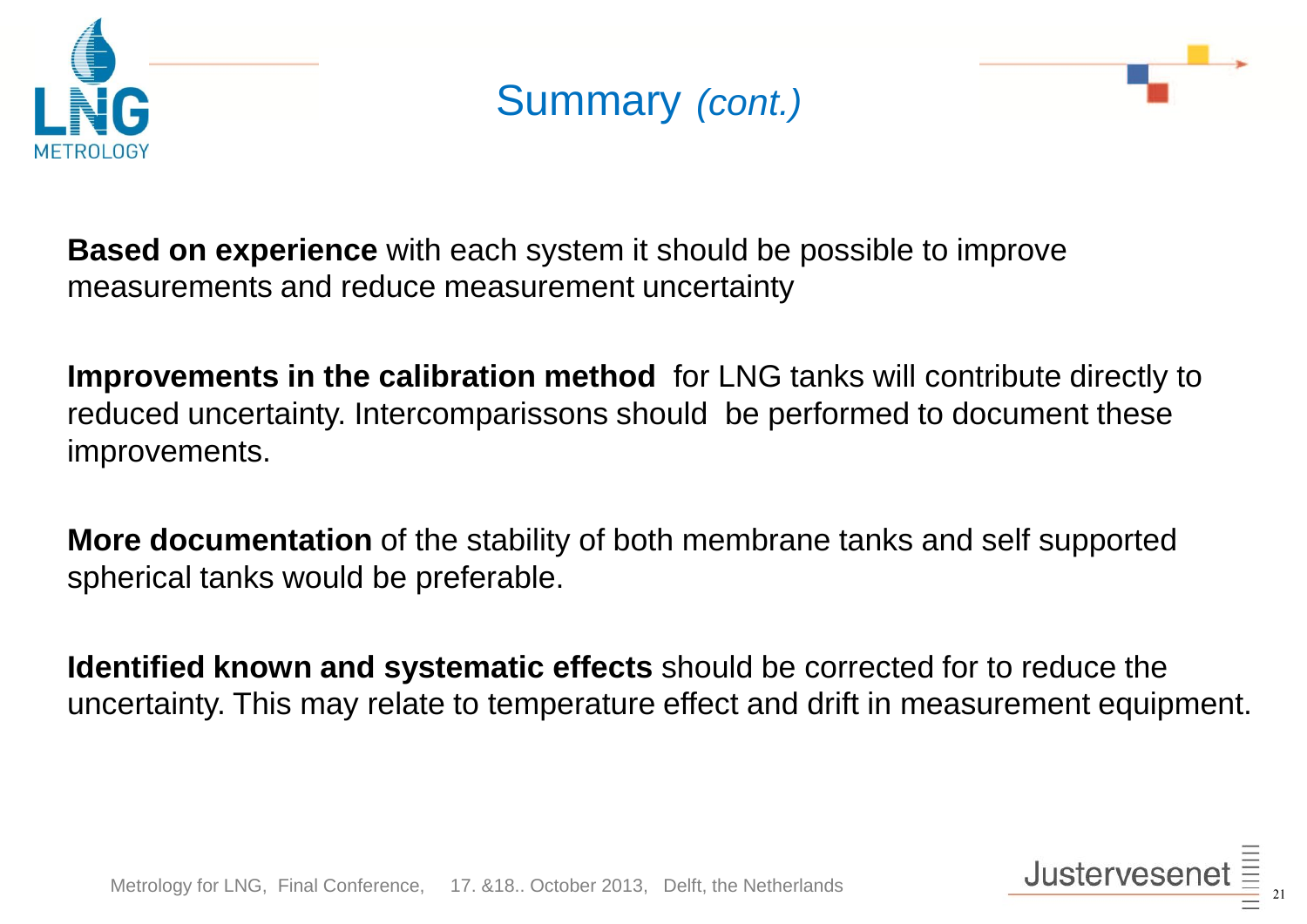# Summary *(cont.)*

**Based on experience** with each system it should be possible to improve measurements and reduce measurement uncertainty

**Improvements in the calibration method** for LNG tanks will contribute directly to reduced uncertainty. Intercomparissons should be performed to document these improvements.

**More documentation** of the stability of both membrane tanks and self supported spherical tanks would be preferable.

**Identified known and systematic effects** should be corrected for to reduce the uncertainty. This may relate to temperature effect and drift in measurement equipment.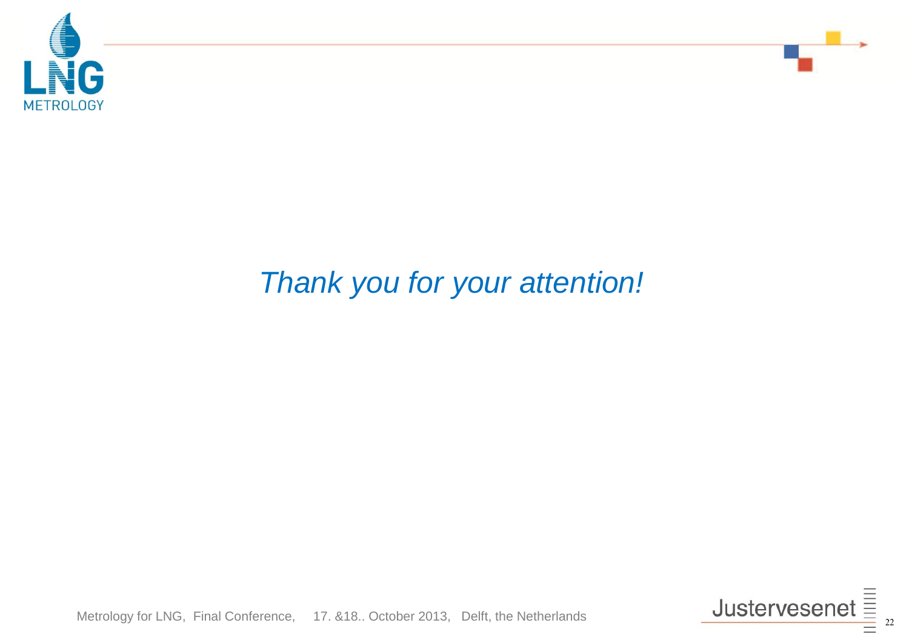*Thank you for your attention!*